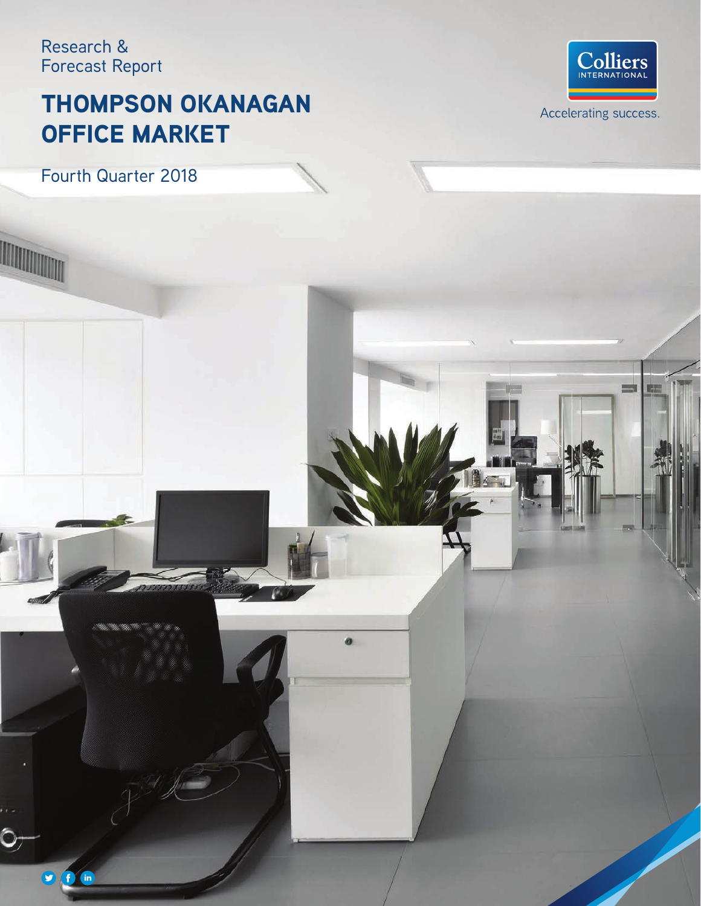Research & Forecast Report

# THOMPSON OKANAGAN OFFICE MARKET

Fourth Quarter 2018

Colliers INTERNATIONAL

Accelerating success.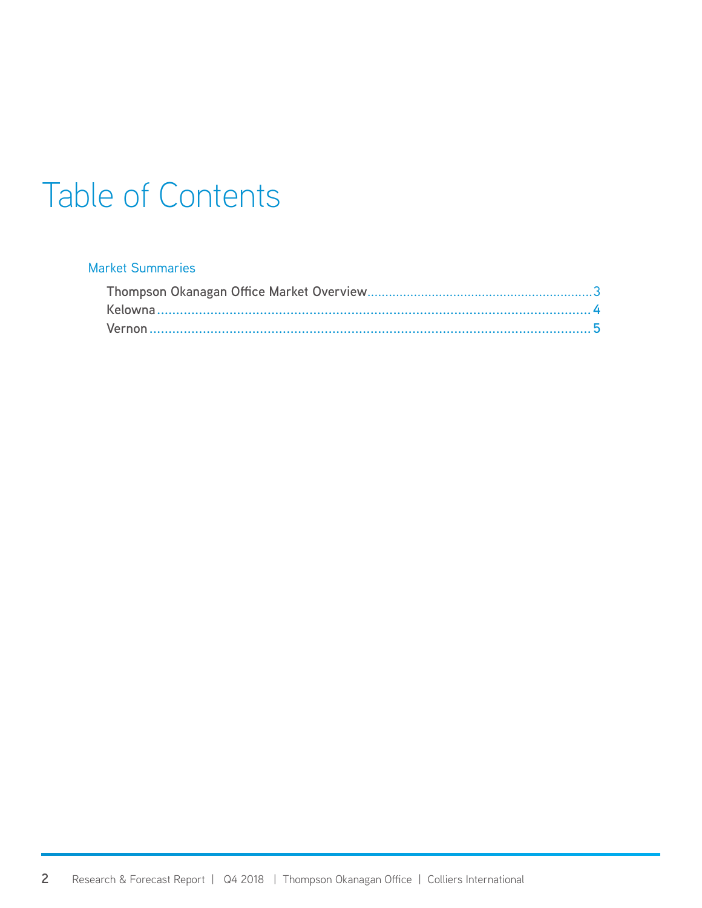# Table of Contents

## Market Summaries

**Thompson Okanagan Office Market Overview** .......... 3
**Kelowna** .......... 4
**Vernon** .......... 5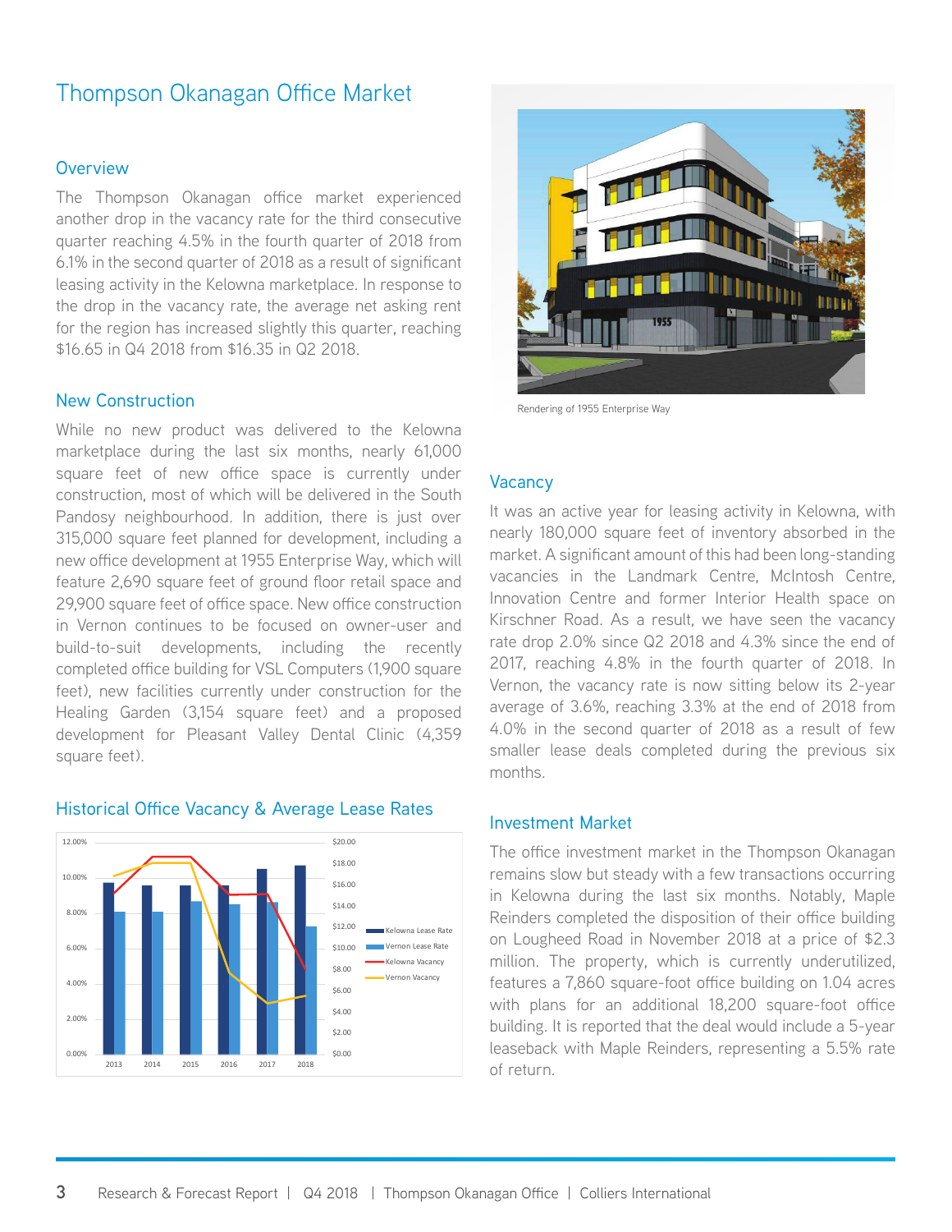# Thompson Okanagan Office Market

## Overview

The Thompson Okanagan office market experienced another drop in the vacancy rate for the third consecutive quarter reaching 4.5% in the fourth quarter of 2018 from 6.1% in the second quarter of 2018 as a result of significant leasing activity in the Kelowna marketplace. In response to the drop in the vacancy rate, the average net asking rent for the region has increased slightly this quarter, reaching $16.65 in Q4 2018 from $16.35 in Q2 2018.

## New Construction

While no new product was delivered to the Kelowna marketplace during the last six months, nearly 61,000 square feet of new office space is currently under construction, most of which will be delivered in the South Pandosy neighbourhood. In addition, there is just over 315,000 square feet planned for development, including a new office development at 1955 Enterprise Way, which will feature 2,690 square feet of ground floor retail space and 29,900 square feet of office space. New office construction in Vernon continues to be focused on owner-user and build-to-suit developments, including the recently completed office building for VSL Computers (1,900 square feet), new facilities currently under construction for the Healing Garden (3,154 square feet) and a proposed development for Pleasant Valley Dental Clinic (4,359 square feet).

## Historical Office Vacancy & Average Lease Rates

12.00%
10.00%
8.00%
6.00%
4.00%
2.00%
0.00%

$20.00
$18.00
$16.00
$14.00
$12.00
$10.00
$8.00
$6.00
$4.00
$2.00
$0.00

2013
2014
2015
2016
2017
2018

Kelowna Lease Rate
Vernon Lease Rate
Kelowna Vacancy
Vernon Vacancy

Rendering of 1955 Enterprise Way

## Vacancy

It was an active year for leasing activity in Kelowna, with nearly 180,000 square feet of inventory absorbed in the market. A significant amount of this had been long-standing vacancies in the Landmark Centre, McIntosh Centre, Innovation Centre and former Interior Health space on Kirschner Road. As a result, we have seen the vacancy rate drop 2.0% since Q2 2018 and 4.3% since the end of 2017, reaching 4.8% in the fourth quarter of 2018. In Vernon, the vacancy rate is now sitting below its 2-year average of 3.6%, reaching 3.3% at the end of 2018 from 4.0% in the second quarter of 2018 as a result of few smaller lease deals completed during the previous six months.

## Investment Market

The office investment market in the Thompson Okanagan remains slow but steady with a few transactions occurring in Kelowna during the last six months. Notably, Maple Reinders completed the disposition of their office building on Lougheed Road in November 2018 at a price of $2.3 million. The property, which is currently underutilized, features a 7,860 square-foot office building on 1.04 acres with plans for an additional 18,200 square-foot office building. It is reported that the deal would include a 5-year leaseback with Maple Reinders, representing a 5.5% rate of return.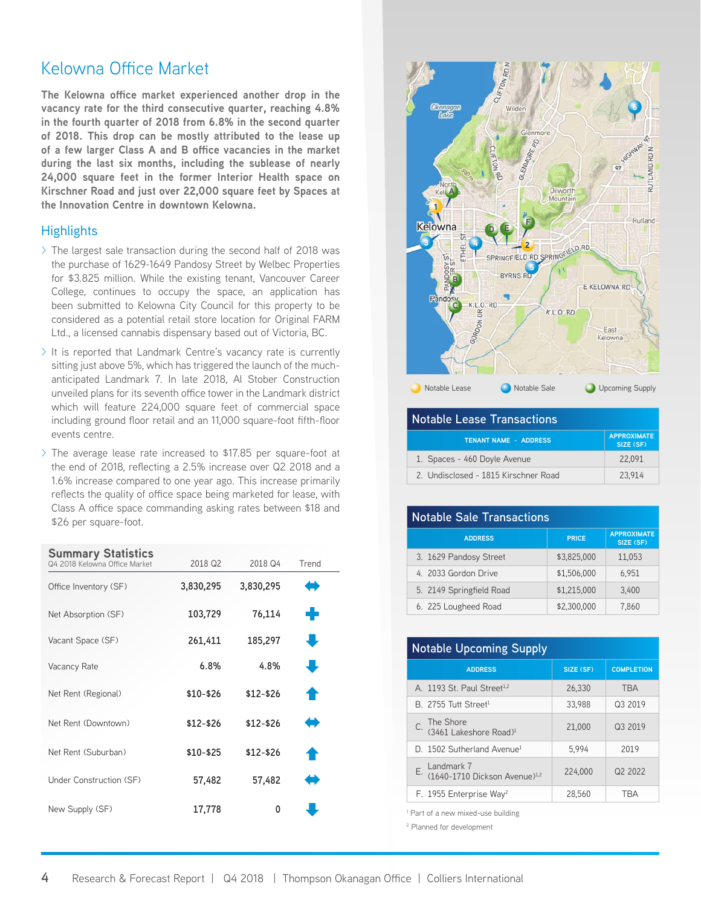# Kelowna Office Market

**The Kelowna office market experienced another drop in the vacancy rate for the third consecutive quarter, reaching 4.8% in the fourth quarter of 2018 from 6.8% in the second quarter of 2018. This drop can be mostly attributed to the lease up of a few larger Class A and B office vacancies in the market during the last six months, including the sublease of nearly 24,000 square feet in the former Interior Health space on Kirschner Road and just over 22,000 square feet by Spaces at the Innovation Centre in downtown Kelowna.**

## Highlights

- The largest sale transaction during the second half of 2018 was the purchase of 1629-1649 Pandosy Street by Welbec Properties for $3.825 million. While the existing tenant, Vancouver Career College, continues to occupy the space, an application has been submitted to Kelowna City Council for this property to be considered as a potential retail store location for Original FARM Ltd., a licensed cannabis dispensary based out of Victoria, BC.
- It is reported that Landmark Centre's vacancy rate is currently sitting just above 5%, which has triggered the launch of the much-anticipated Landmark 7. In late 2018, Al Stober Construction unveiled plans for its seventh office tower in the Landmark district which will feature 224,000 square feet of commercial space including ground floor retail and an 11,000 square-foot fifth-floor events centre.
- The average lease rate increased to $17.85 per square-foot at the end of 2018, reflecting a 2.5% increase over Q2 2018 and a 1.6% increase compared to one year ago. This increase primarily reflects the quality of office space being marketed for lease, with Class A office space commanding asking rates between $18 and $26 per square-foot.

## Summary Statistics

Q4 2018 Kelowna Office Market

| | 2018 Q2 | 2018 Q4 | Trend |
|---|---|---|---|
| Office Inventory (SF) | 3,830,295 | 3,830,295 | ↔ |
| Net Absorption (SF) | 103,729 | 76,114 | + |
| Vacant Space (SF) | 261,411 | 185,297 | ↓ |
| Vacancy Rate | 6.8% | 4.8% | ↓ |
| Net Rent (Regional) | $10-$26 | $12-$26 | ↑ |
| Net Rent (Downtown) | $12-$26 | $12-$26 | ↔ |
| Net Rent (Suburban) | $10-$25 | $12-$26 | ↑ |
| Under Construction (SF) | 57,482 | 57,482 | ↔ |
| New Supply (SF) | 17,778 | 0 | ↓ |

Notable Lease   Notable Sale   Upcoming Supply

## Notable Lease Transactions

| TENANT NAME - ADDRESS | APPROXIMATE SIZE (SF) |
|---|---|
| 1. Spaces - 460 Doyle Avenue | 22,091 |
| 2. Undisclosed - 1815 Kirschner Road | 23,914 |

## Notable Sale Transactions

| ADDRESS | PRICE | APPROXIMATE SIZE (SF) |
|---|---|---|
| 3. 1629 Pandosy Street | $3,825,000 | 11,053 |
| 4. 2033 Gordon Drive | $1,506,000 | 6,951 |
| 5. 2149 Springfield Road | $1,215,000 | 3,400 |
| 6. 225 Lougheed Road | $2,300,000 | 7,860 |

## Notable Upcoming Supply

| ADDRESS | SIZE (SF) | COMPLETION |
|---|---|---|
| A. 1193 St. Paul Street[1,2] | 26,330 | TBA |
| B. 2755 Tutt Street[1] | 33,988 | Q3 2019 |
| C. The Shore (3461 Lakeshore Road)[1] | 21,000 | Q3 2019 |
| D. 1502 Sutherland Avenue[1] | 5,994 | 2019 |
| E. Landmark 7 (1640-1710 Dickson Avenue)[1,2] | 224,000 | Q2 2022 |
| F. 1955 Enterprise Way[2] | 28,560 | TBA |

[1] Part of a new mixed-use building

[2] Planned for development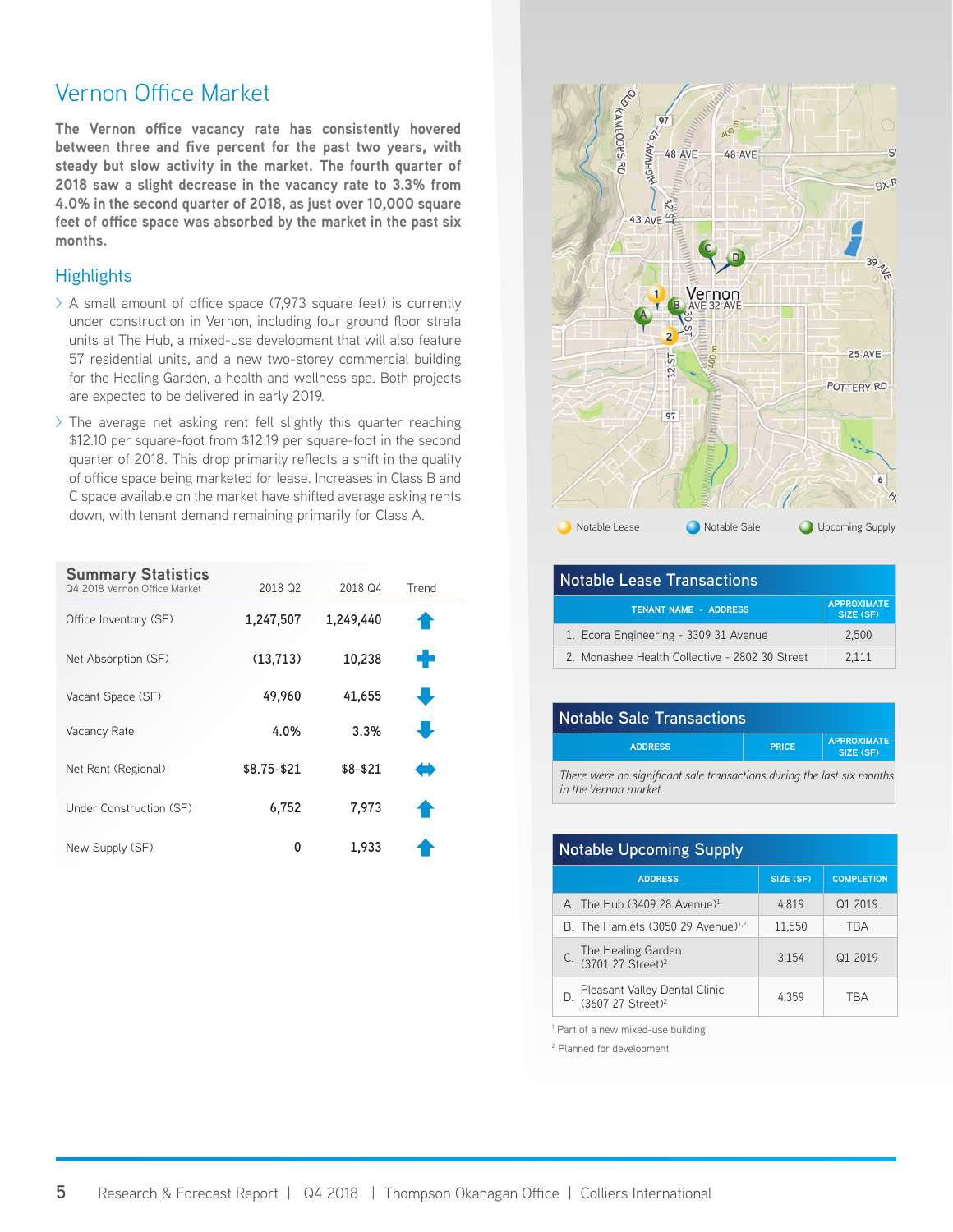# Vernon Office Market

**The Vernon office vacancy rate has consistently hovered between three and five percent for the past two years, with steady but slow activity in the market. The fourth quarter of 2018 saw a slight decrease in the vacancy rate to 3.3% from 4.0% in the second quarter of 2018, as just over 10,000 square feet of office space was absorbed by the market in the past six months.**

## Highlights

- A small amount of office space (7,973 square feet) is currently under construction in Vernon, including four ground floor strata units at The Hub, a mixed-use development that will also feature 57 residential units, and a new two-storey commercial building for the Healing Garden, a health and wellness spa. Both projects are expected to be delivered in early 2019.
- The average net asking rent fell slightly this quarter reaching $12.10 per square-foot from $12.19 per square-foot in the second quarter of 2018. This drop primarily reflects a shift in the quality of office space being marketed for lease. Increases in Class B and C space available on the market have shifted average asking rents down, with tenant demand remaining primarily for Class A.

**Summary Statistics**
Q4 2018 Vernon Office Market

| | 2018 Q2 | 2018 Q4 | Trend |
|---|---|---|---|
| Office Inventory (SF) | 1,247,507 | 1,249,440 | ↑ |
| Net Absorption (SF) | (13,713) | 10,238 | + |
| Vacant Space (SF) | 49,960 | 41,655 | ↓ |
| Vacancy Rate | 4.0% | 3.3% | ↓ |
| Net Rent (Regional) | $8.75-$21 | $8-$21 | ↔ |
| Under Construction (SF) | 6,752 | 7,973 | ↑ |
| New Supply (SF) | 0 | 1,933 | ↑ |

Notable Lease | Notable Sale | Upcoming Supply

## Notable Lease Transactions

| TENANT NAME - ADDRESS | APPROXIMATE SIZE (SF) |
|---|---|
| 1. Ecora Engineering - 3309 31 Avenue | 2,500 |
| 2. Monashee Health Collective - 2802 30 Street | 2,111 |

## Notable Sale Transactions

| ADDRESS | PRICE | APPROXIMATE SIZE (SF) |
|---|---|---|
| *There were no significant sale transactions during the last six months in the Vernon market.* | | |

## Notable Upcoming Supply

| ADDRESS | SIZE (SF) | COMPLETION |
|---|---|---|
| A. The Hub (3409 28 Avenue)[1] | 4,819 | Q1 2019 |
| B. The Hamlets (3050 29 Avenue)[1,2] | 11,550 | TBA |
| C. The Healing Garden (3701 27 Street)[2] | 3,154 | Q1 2019 |
| D. Pleasant Valley Dental Clinic (3607 27 Street)[2] | 4,359 | TBA |

[1] Part of a new mixed-use building

[2] Planned for development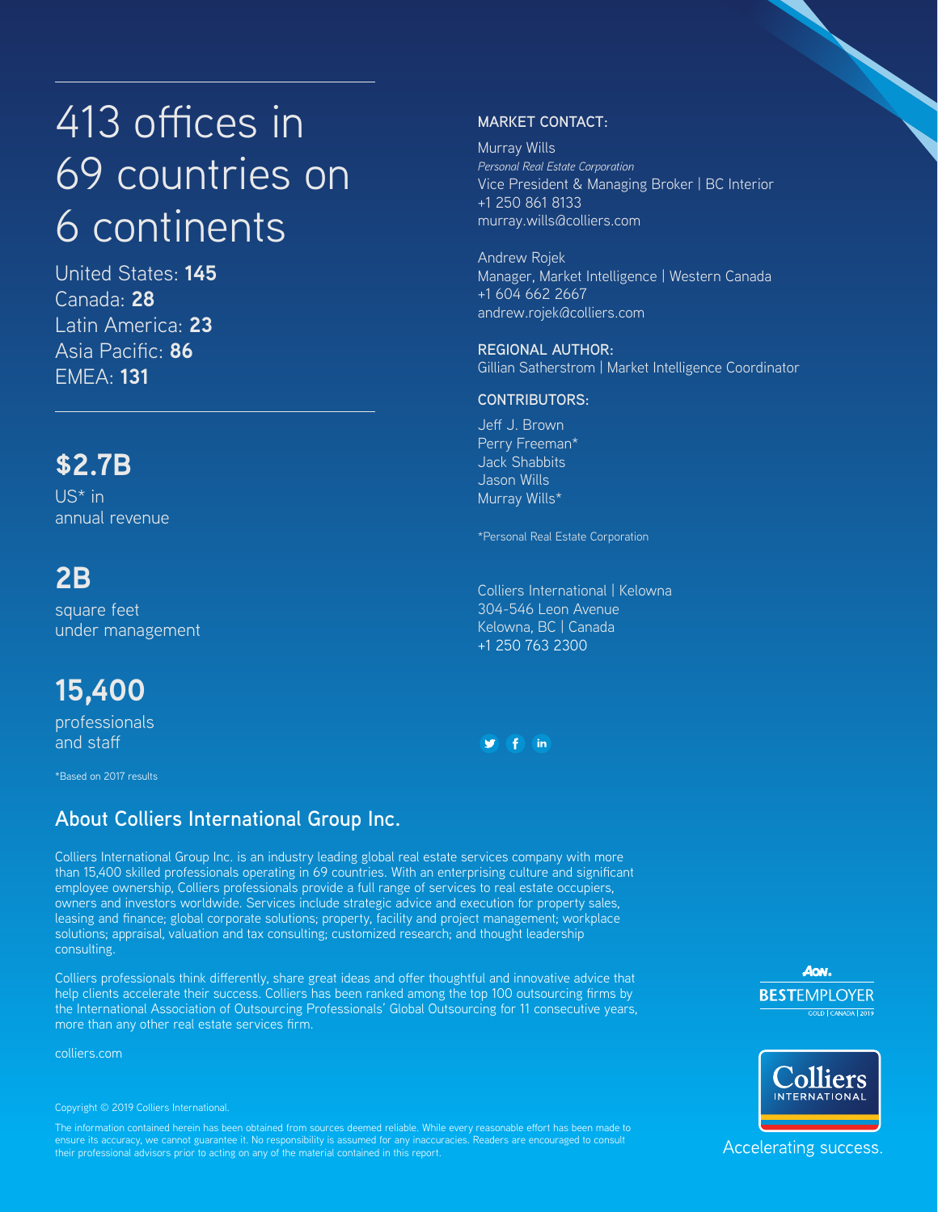# 413 offices in 69 countries on 6 continents

United States: **145**
Canada: **28**
Latin America: **23**
Asia Pacific: **86**
EMEA: **131**

**$2.7B**
US* in annual revenue

**2B**
square feet under management

**15,400**
professionals and staff

*Based on 2017 results

**MARKET CONTACT:**

Murray Wills
*Personal Real Estate Corporation*
Vice President & Managing Broker | BC Interior
+1 250 861 8133
murray.wills@colliers.com

Andrew Rojek
Manager, Market Intelligence | Western Canada
+1 604 662 2667
andrew.rojek@colliers.com

**REGIONAL AUTHOR:**
Gillian Satherstrom | Market Intelligence Coordinator

**CONTRIBUTORS:**

Jeff J. Brown
Perry Freeman*
Jack Shabbits
Jason Wills
Murray Wills*

*Personal Real Estate Corporation

Colliers International | Kelowna
304-546 Leon Avenue
Kelowna, BC | Canada
+1 250 763 2300

## About Colliers International Group Inc.

Colliers International Group Inc. is an industry leading global real estate services company with more than 15,400 skilled professionals operating in 69 countries. With an enterprising culture and significant employee ownership, Colliers professionals provide a full range of services to real estate occupiers, owners and investors worldwide. Services include strategic advice and execution for property sales, leasing and finance; global corporate solutions; property, facility and project management; workplace solutions; appraisal, valuation and tax consulting; customized research; and thought leadership consulting.

Colliers professionals think differently, share great ideas and offer thoughtful and innovative advice that help clients accelerate their success. Colliers has been ranked among the top 100 outsourcing firms by the International Association of Outsourcing Professionals' Global Outsourcing for 11 consecutive years, more than any other real estate services firm.

colliers.com

AON. BESTEMPLOYER GOLD | CANADA | 2019

Colliers INTERNATIONAL

Accelerating success.

Copyright © 2019 Colliers International.

The information contained herein has been obtained from sources deemed reliable. While every reasonable effort has been made to ensure its accuracy, we cannot guarantee it. No responsibility is assumed for any inaccuracies. Readers are encouraged to consult their professional advisors prior to acting on any of the material contained in this report.